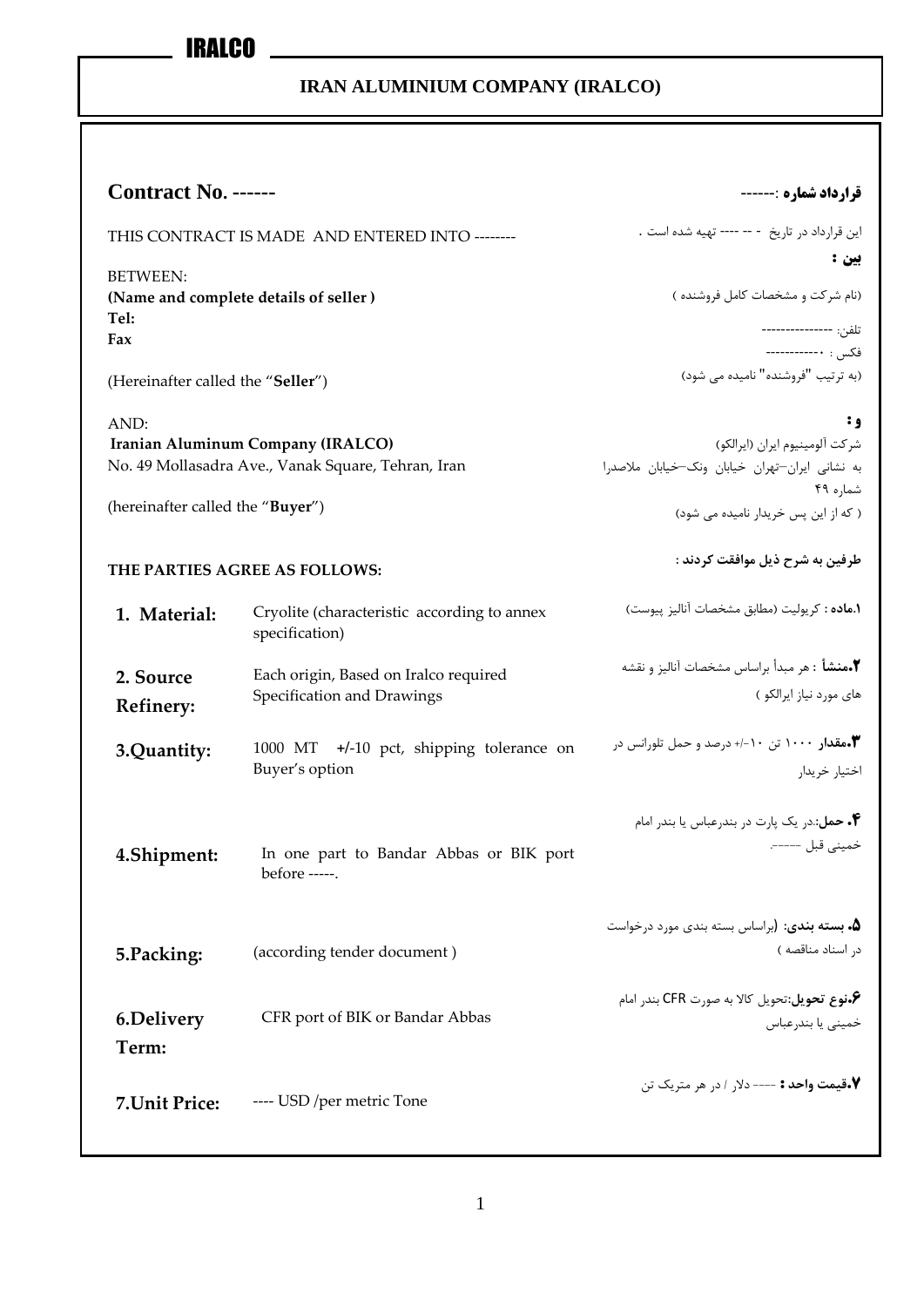# IRALCO

## IRAN ALUMINIUM COMPANY (IRALCO)

## Contract No. ------

**قرارداد شماره** :------

THIS CONTRACT IS MADE AND ENTERED INTO --------

این قرارداد در تاریخ - -- ---- تهیه شده است .

BETWEEN:

**بین :**

**(Name and complete details of seller )**
**Tel:**
**Fax**

(نام شرکت و مشخصات کامل فروشنده )

تلفن: ---------------
فکس : ۰-----------

(Hereinafter called the "**Seller**")

(به ترتیب "فروشنده" نامیده می شود)

AND:

**و :**

**Iranian Aluminum Company (IRALCO)**
No. 49 Mollasadra Ave., Vanak Square, Tehran, Iran

شرکت آلومینیوم ایران (ایرالکو)
به نشانی ایران–تهران خیابان ونک–خیابان ملاصدرا شماره ۴۹

(hereinafter called the "**Buyer**")

( که از این پس خریدار نامیده می شود)

**THE PARTIES AGREE AS FOLLOWS:**

**طرفین به شرح ذیل موافقت کردند :**

| | | |
|---|---|---|
| **1. Material:** | Cryolite (characteristic according to annex specification) | **۱.ماده** : کریولیت (مطابق مشخصات آنالیز پیوست) |
| **2. Source Refinery:** | Each origin, Based on Iralco required Specification and Drawings | **۲.منشأ** : هر مبدأ براساس مشخصات آنالیز و نقشه های مورد نیاز ایرالکو ) |
| **3.Quantity:** | 1000 MT +/-10 pct, shipping tolerance on Buyer's option | **۳.مقدار** ۱۰۰۰ تن ۱۰-/+ درصد و حمل تلورانس در اختیار خریدار |
| **4.Shipment:** | In one part to Bandar Abbas or BIK port before -----. | **۴ .حمل**:.در یک پارت در بندرعباس یا بندر امام خمینی قبل -----. |
| **5.Packing:** | (according tender document ) | **۵. بسته بندی**: (براساس بسته بندی مورد درخواست در اسناد مناقصه ) |
| **6.Delivery Term:** | CFR port of BIK or Bandar Abbas | **۶.نوع تحویل**:تحویل کالا به صورت CFR بندر امام خمینی یا بندرعباس |
| **7.Unit Price:** | ---- USD /per metric Tone | **۷.قیمت واحد :** ---- دلار / در هر متریک تن |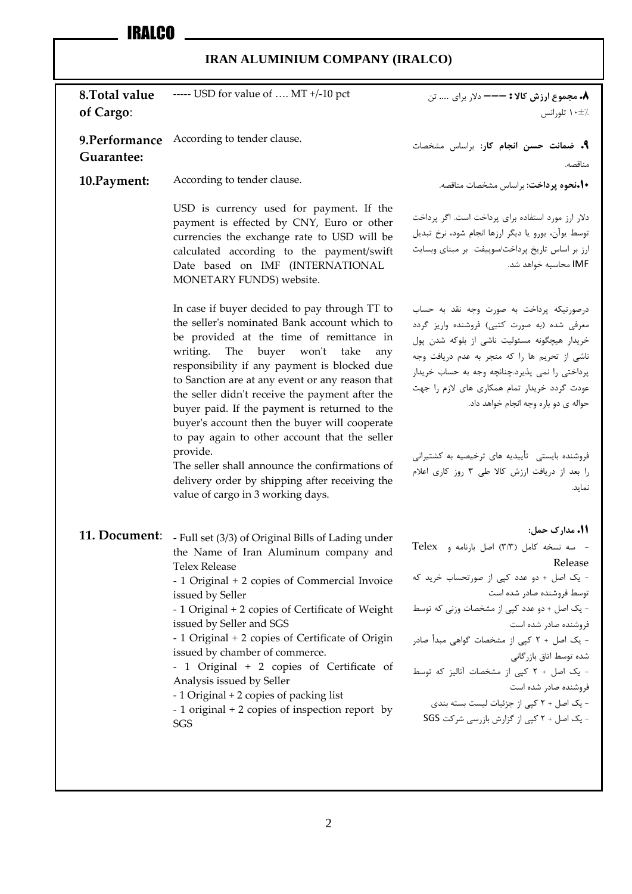# IRALCO

## IRAN ALUMINIUM COMPANY (IRALCO)

| | | |
|---|---|---|
| **8.Total value of Cargo**: | ----- USD for value of …. MT +/-10 pct | **۸. مجموع ارزش کالا : ـــــ** دلار برای .... تن ۱۰±٪ تلورانس |
| **9.Performance Guarantee:** | According to tender clause. | **۹. ضمانت حسن انجام کار:** براساس مشخصات مناقصه. |
| **10.Payment:** | According to tender clause.<br><br>USD is currency used for payment. If the payment is effected by CNY, Euro or other currencies the exchange rate to USD will be calculated according to the payment/swift Date based on IMF (INTERNATIONAL MONETARY FUNDS) website.<br><br>In case if buyer decided to pay through TT to the seller's nominated Bank account which to be provided at the time of remittance in writing. The buyer won't take any responsibility if any payment is blocked due to Sanction are at any event or any reason that the seller didn't receive the payment after the buyer paid. If the payment is returned to the buyer's account then the buyer will cooperate to pay again to other account that the seller provide.<br>The seller shall announce the confirmations of delivery order by shipping after receiving the value of cargo in 3 working days. | **۱۰.نحوه پرداخت:** براساس مشخصات مناقصه.<br><br>دلار ارز مورد استفاده برای پرداخت است. اگر پرداخت توسط یوآن، یورو یا دیگر ارزها انجام شود، نرخ تبدیل ارز بر اساس تاریخ پرداخت/سوییفت بر مبنای وبسایت IMF محاسبه خواهد شد.<br><br>درصورتیکه پرداخت به صورت وجه نقد به حساب معرفی شده (به صورت کتبی) فروشنده واریز گردد خریدار هیچگونه مسئولیت ناشی از بلوکه شدن پول ناشی از تحریم ها را که منجر به عدم دریافت وجه پرداختی را نمی پذیرد.چنانچه وجه به حساب خریدار عودت گردد خریدار تمام همکاری های لازم را جهت حواله ی دو باره وجه انجام خواهد داد.<br><br>فروشنده بایستی تأییدیه های ترخیصیه به کشتیرانی را بعد از دریافت ارزش کالا طی ۳ روز کاری اعلام نماید. |
| **11. Document**: | - Full set (3/3) of Original Bills of Lading under the Name of Iran Aluminum company and Telex Release<br>- 1 Original + 2 copies of Commercial Invoice issued by Seller<br>- 1 Original + 2 copies of Certificate of Weight issued by Seller and SGS<br>- 1 Original + 2 copies of Certificate of Origin issued by chamber of commerce.<br>- 1 Original + 2 copies of Certificate of Analysis issued by Seller<br>- 1 Original + 2 copies of packing list<br>- 1 original + 2 copies of inspection report by SGS | **۱۱. مدارک حمل:**<br>- سه نسخه کامل (۳/۳) اصل بارنامه و Telex Release<br>- یک اصل + دو عدد کپی از صورتحساب خرید که توسط فروشنده صادر شده است<br>- یک اصل + دو عدد کپی از مشخصات وزنی که توسط فروشنده صادر شده است<br>- یک اصل + ۲ کپی از مشخصات گواهی مبدأ صادر شده توسط اتاق بازرگانی<br>- یک اصل + ۲ کپی از مشخصات آنالیز که توسط فروشنده صادر شده است<br>- یک اصل + ۲ کپی از جزئیات لیست بسته بندی<br>- یک اصل + ۲ کپی از گزارش بازرسی شرکت SGS |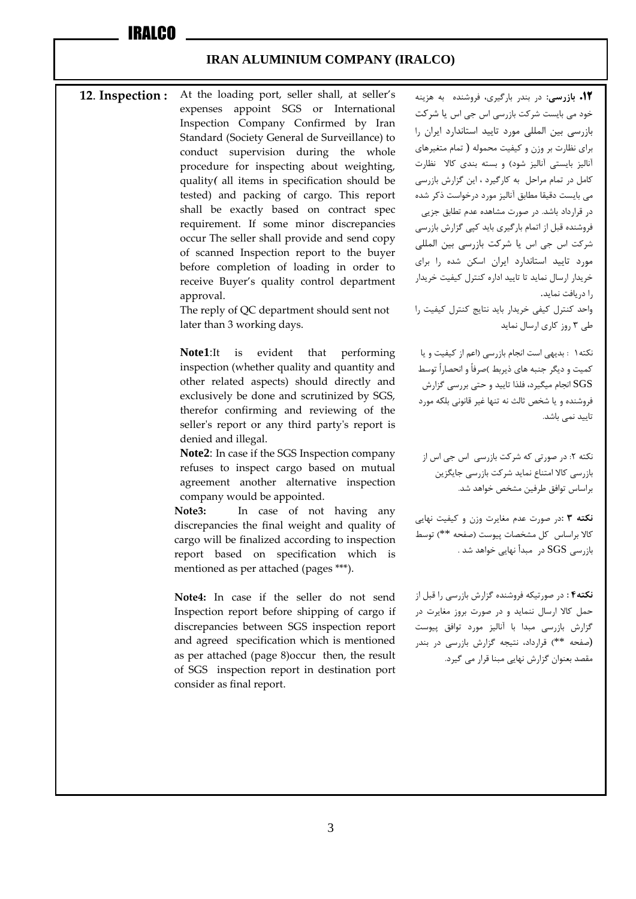**12. Inspection :** At the loading port, seller shall, at seller's expenses appoint SGS or International Inspection Company Confirmed by Iran Standard (Society General de Surveillance) to conduct supervision during the whole procedure for inspecting about weighting, quality( all items in specification should be tested) and packing of cargo. This report shall be exactly based on contract spec requirement. If some minor discrepancies occur The seller shall provide and send copy of scanned Inspection report to the buyer before completion of loading in order to receive Buyer's quality control department approval.

The reply of QC department should sent not later than 3 working days.

**Note1**:It is evident that performing inspection (whether quality and quantity and other related aspects) should directly and exclusively be done and scrutinized by SGS, therefor confirming and reviewing of the seller's report or any third party's report is denied and illegal.

**Note2**: In case if the SGS Inspection company refuses to inspect cargo based on mutual agreement another alternative inspection company would be appointed.

**Note3:** In case of not having any discrepancies the final weight and quality of cargo will be finalized according to inspection report based on specification which is mentioned as per attached (pages ***).

**Note4:** In case if the seller do not send Inspection report before shipping of cargo if discrepancies between SGS inspection report and agreed specification which is mentioned as per attached (page 8)occur then, the result of SGS inspection report in destination port consider as final report.

**۱۲. بازرسی:** در بندر بارگیری، فروشنده به هزینه خود می بایست شرکت بازرسی اس جی اس یا شرکت بازرسی بین المللی مورد تایید استاندارد ایران را برای نظارت بر وزن و کیفیت محموله ( تمام متغیرهای آنالیز بایستی آنالیز شود) و بسته بندی کالا نظارت کامل در تمام مراحل به کارگیرد ، این گزارش بازرسی می بایست دقیقا مطابق آنالیز مورد درخواست ذکر شده در قرارداد باشد. در صورت مشاهده عدم تطابق جزیی فروشنده قبل از اتمام بارگیری باید کپی گزارش بازرسی شرکت اس جی اس یا شرکت بازرسی بین المللی مورد تایید استاندارد ایران اسکن شده را برای خریدار ارسال نماید تا تایید اداره کنترل کیفیت خریدار را دریافت نماید.

واحد کنترل کیفی خریدار باید نتایج کنترل کیفیت را طی ۳ روز کاری ارسال نماید

نکته۱ : بدیهی است انجام بازرسی (اعم از کیفیت و یا کمیت و دیگر جنبه های ذیربط )صرفاً و انحصاراً توسط SGS انجام میگیرد، فلذا تایید و حتی بررسی گزارش فروشنده و یا شخص ثالث نه تنها غیر قانونی بلکه مورد تایید نمی باشد.

نکته ۲: در صورتی که شرکت بازرسی اس جی اس از بازرسی کالا امتناع نماید شرکت بازرسی جایگزین براساس توافق طرفین مشخص خواهد شد.

**نکته ۳** :در صورت عدم مغایرت وزن و کیفیت نهایی کالا براساس کل مشخصات پیوست (صفحه **) توسط بازرسی SGS در مبدأ نهایی خواهد شد .

**نکته۴** : در صورتیکه فروشنده گزارش بازرسی را قبل از حمل کالا ارسال ننماید و در صورت بروز مغایرت در گزارش بازرسی مبدا با آنالیز مورد توافق پیوست (صفحه **) قرارداد، نتیجه گزارش بازرسی در بندر مقصد بعنوان گزارش نهایی مبنا قرار می گیرد.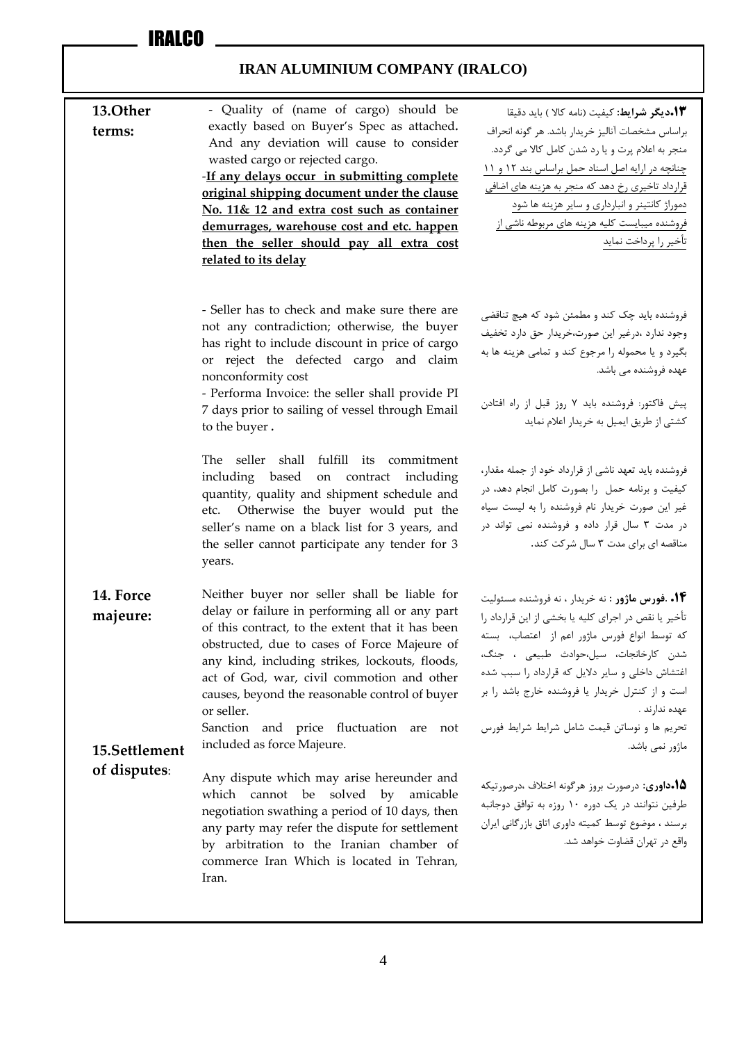| | | |
|---|---|---|
| **13.Other terms:** | - Quality of (name of cargo) should be exactly based on Buyer's Spec as attached. And any deviation will cause to consider wasted cargo or rejected cargo.<br>-**If any delays occur in submitting complete original shipping document under the clause No. 11& 12 and extra cost such as container demurrages, warehouse cost and etc. happen then the seller should pay all extra cost related to its delay** | **۱۳.دیگر شرایط:** کیفیت (نامه کالا ) باید دقیقا براساس مشخصات آنالیز خریدار باشد. هر گونه انحراف منجر به اعلام پرت و یا رد شدن کامل کالا می گردد.<br>چنانچه در ارایه اصل اسناد حمل براساس بند ۱۲ و ۱۱ قرارداد تاخیری رخ دهد که منجر به هزینه های اضافی دموراژ کانتینر و انبارداری و سایر هزینه ها شود فروشنده میبایست کلیه هزینه های مربوطه ناشی از تأخیر را پرداخت نماید |
| | - Seller has to check and make sure there are not any contradiction; otherwise, the buyer has right to include discount in price of cargo or reject the defected cargo and claim nonconformity cost | فروشنده باید چک کند و مطمئن شود که هیچ تناقضی وجود ندارد ،درغیر این صورت،خریدار حق دارد تخفیف بگیرد و یا محموله را مرجوع کند و تمامی هزینه ها به عهده فروشنده می باشد. |
| | - Performa Invoice: the seller shall provide PI 7 days prior to sailing of vessel through Email to the buyer . | پیش فاکتور: فروشنده باید ۷ روز قبل از راه افتادن کشتی از طریق ایمیل به خریدار اعلام نماید |
| | The seller shall fulfill its commitment including based on contract including quantity, quality and shipment schedule and etc. Otherwise the buyer would put the seller's name on a black list for 3 years, and the seller cannot participate any tender for 3 years. | فروشنده باید تعهد ناشی از قرارداد خود از جمله مقدار، کیفیت و برنامه حمل را بصورت کامل انجام دهد، در غیر این صورت خریدار نام فروشنده را به لیست سیاه در مدت ۳ سال قرار داده و فروشنده نمی تواند در مناقصه ای برای مدت ۳ سال شرکت کند. |
| **14. Force majeure:** | Neither buyer nor seller shall be liable for delay or failure in performing all or any part of this contract, to the extent that it has been obstructed, due to cases of Force Majeure of any kind, including strikes, lockouts, floods, act of God, war, civil commotion and other causes, beyond the reasonable control of buyer or seller.<br>Sanction and price fluctuation are not included as force Majeure. | **۱۴.فورس ماژور** : نه خریدار ، نه فروشنده مسئولیت تأخیر یا نقص در اجرای کلیه یا بخشی از این قرارداد را که توسط انواع فورس ماژور اعم از اعتصاب، بسته شدن کارخانجات، سیل،حوادث طبیعی ، جنگ، اغتشاش داخلی و سایر دلایل که قرارداد را سبب شده است و از کنترل خریدار یا فروشنده خارج باشد را بر عهده ندارند .<br>تحریم ها و نوسانن قیمت شامل شرایط شرایط فورس ماژور نمی باشد. |
| **15.Settlement of disputes:** | Any dispute which may arise hereunder and which cannot be solved by amicable negotiation swathing a period of 10 days, then any party may refer the dispute for settlement by arbitration to the Iranian chamber of commerce Iran Which is located in Tehran, Iran. | **۱۵.داوری:** درصورت بروز هرگونه اختلاف ،درصورتیکه طرفین نتوانند در یک دوره ۱۰ روزه به توافق دوجانبه برسند ، موضوع توسط کمیته داوری اتاق بازرگانی ایران واقع در تهران قضاوت خواهد شد. |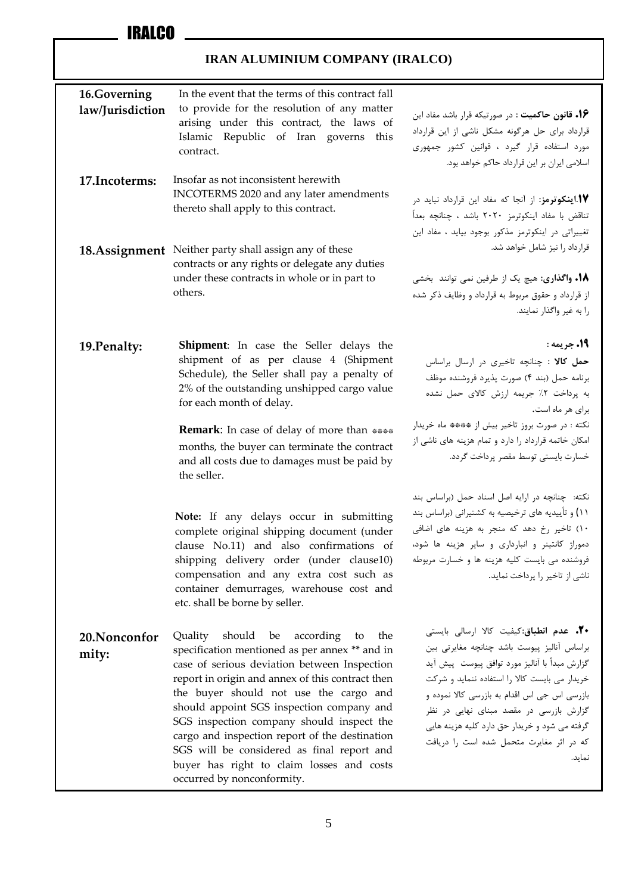## IRAN ALUMINIUM COMPANY (IRALCO)

**16.Governing law/Jurisdiction**

In the event that the terms of this contract fall to provide for the resolution of any matter arising under this contract, the laws of Islamic Republic of Iran governs this contract.

**۱۶. قانون حاکمیت :** در صورتیکه قرار باشد مفاد این قرارداد برای حل هرگونه مشکل ناشی از این قرارداد مورد استفاده قرار گیرد ، قوانین کشور جمهوری اسلامی ایران بر این قرارداد حاکم خواهد بود.

**17.Incoterms:**

Insofar as not inconsistent herewith INCOTERMS 2020 and any later amendments thereto shall apply to this contract.

**۱۷.اینکوترمز:** از آنجا که مفاد این قرارداد نباید در تناقض با مفاد اینکوترمز ۲۰۲۰ باشد ، چنانچه بعداً تغییراتی در اینکوترمز مذکور بوجود بیاید ، مفاد این قرارداد را نیز شامل خواهد شد.

**18.Assignment**

Neither party shall assign any of these contracts or any rights or delegate any duties under these contracts in whole or in part to others.

**۱۸. واگذاری:** هیچ یک از طرفین نمی توانند بخشی از قرارداد و حقوق مربوط به قرارداد و وظایف ذکر شده را به غیر واگذار نمایند.

**19.Penalty:**

**Shipment**: In case the Seller delays the shipment of as per clause 4 (Shipment Schedule), the Seller shall pay a penalty of 2% of the outstanding unshipped cargo value for each month of delay.

**Remark**: In case of delay of more than **** months, the buyer can terminate the contract and all costs due to damages must be paid by the seller.

**Note:** If any delays occur in submitting complete original shipping document (under clause No.11) and also confirmations of shipping delivery order (under clause10) compensation and any extra cost such as container demurrages, warehouse cost and etc. shall be borne by seller.

**۱۹. جریمه :**

**حمل کالا :** چنانچه تاخیری در ارسال براساس برنامه حمل (بند ۴) صورت پذیرد فروشنده موظف به پرداخت ۲٪ جریمه ارزش کالای حمل نشده برای هر ماه است.

نکته : در صورت بروز تاخیر بیش از **** ماه خریدار امکان خاتمه قرارداد را دارد و تمام هزینه های ناشی از خسارت بایستی توسط مقصر پرداخت گردد.

نکته: چنانچه در ارایه اصل اسناد حمل (براساس بند ۱۱) و تأییدیه های ترخیصیه به کشتیرانی (براساس بند ۱۰) تاخیر رخ دهد که منجر به هزینه های اضافی دموراژ کانتینر و انبارداری و سایر هزینه ها شود، فروشنده می بایست کلیه هزینه ها و خسارت مربوطه ناشی از تاخیر را پرداخت نماید.

**20.Nonconformity:**

Quality should be according to the specification mentioned as per annex ** and in case of serious deviation between Inspection report in origin and annex of this contract then the buyer should not use the cargo and should appoint SGS inspection company and SGS inspection company should inspect the cargo and inspection report of the destination SGS will be considered as final report and buyer has right to claim losses and costs occurred by nonconformity.

**۲۰. عدم انطباق:** کیفیت کالا ارسالی بایستی براساس آنالیز پیوست باشد چنانچه مغایرتی بین گزارش مبدأ با آنالیز مورد توافق پیوست پیش آید خریدار می بایست کالا را استفاده ننماید و شرکت بازرسی اس جی اس اقدام به بازرسی کالا نموده و گزارش بازرسی در مقصد مبنای نهایی در نظر گرفته می شود و خریدار حق دارد کلیه هزینه هایی که در اثر مغایرت متحمل شده است را دریافت نماید.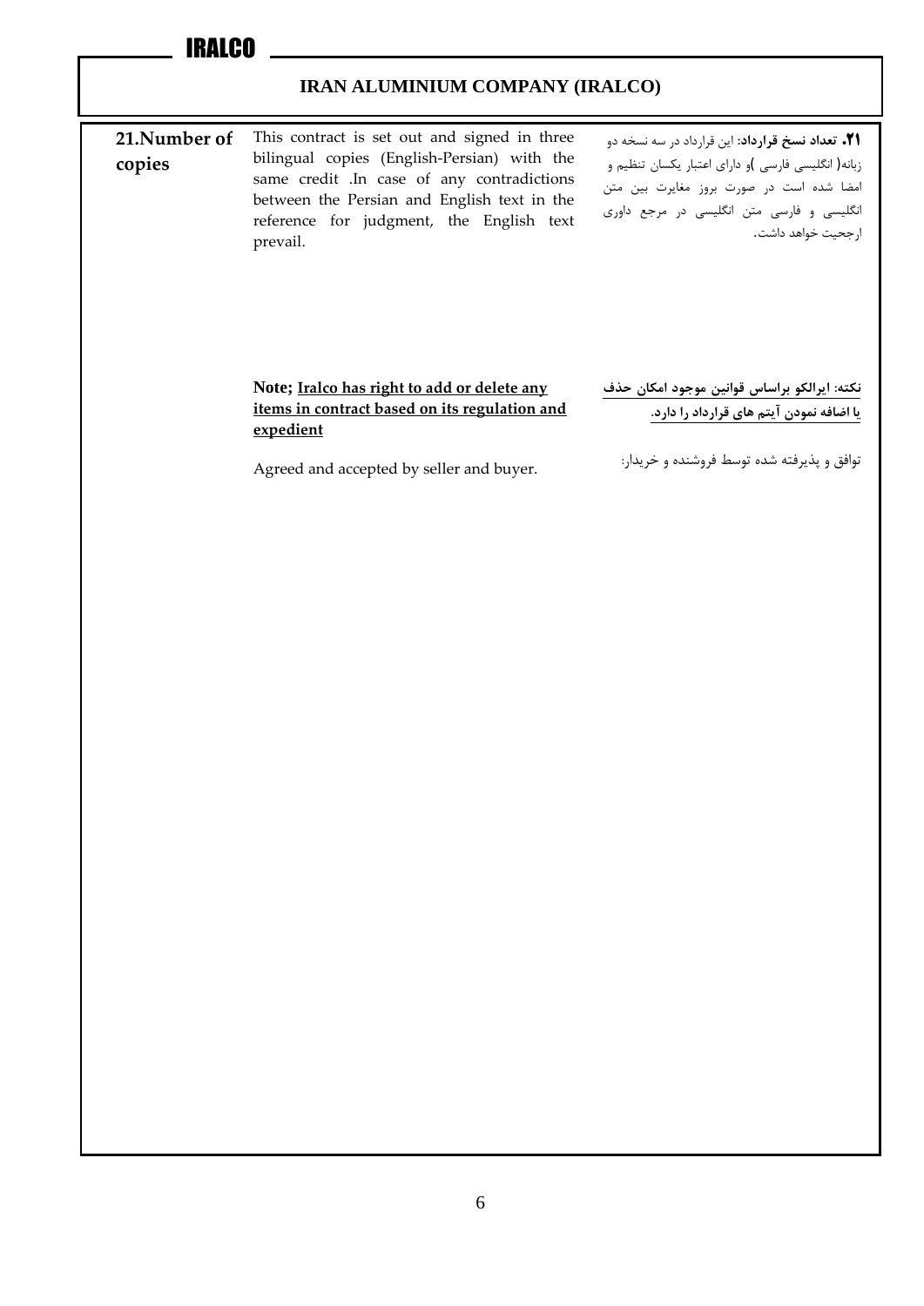IRALCO

**IRAN ALUMINIUM COMPANY (IRALCO)**

| | | |
|---|---|---|
| **21.Number of copies** | This contract is set out and signed in three bilingual copies (English-Persian) with the same credit .In case of any contradictions between the Persian and English text in the reference for judgment, the English text prevail. | **۲۱. تعداد نسخ قرارداد:** این قرارداد در سه نسخه دو زبانه( انگلیسی فارسی )و دارای اعتبار یکسان تنظیم و امضا شده است در صورت بروز مغایرت بین متن انگلیسی و فارسی متن انگلیسی در مرجع داوری ارجحیت خواهد داشت. |
| | **Note; <u>Iralco has right to add or delete any items in contract based on its regulation and expedient</u>** | **نکته: <u>ایرالکو براساس قوانین موجود امکان حذف یا اضافه نمودن آیتم های قرارداد را دارد.</u>** |
| | Agreed and accepted by seller and buyer. | توافق و پذیرفته شده توسط فروشنده و خریدار: |